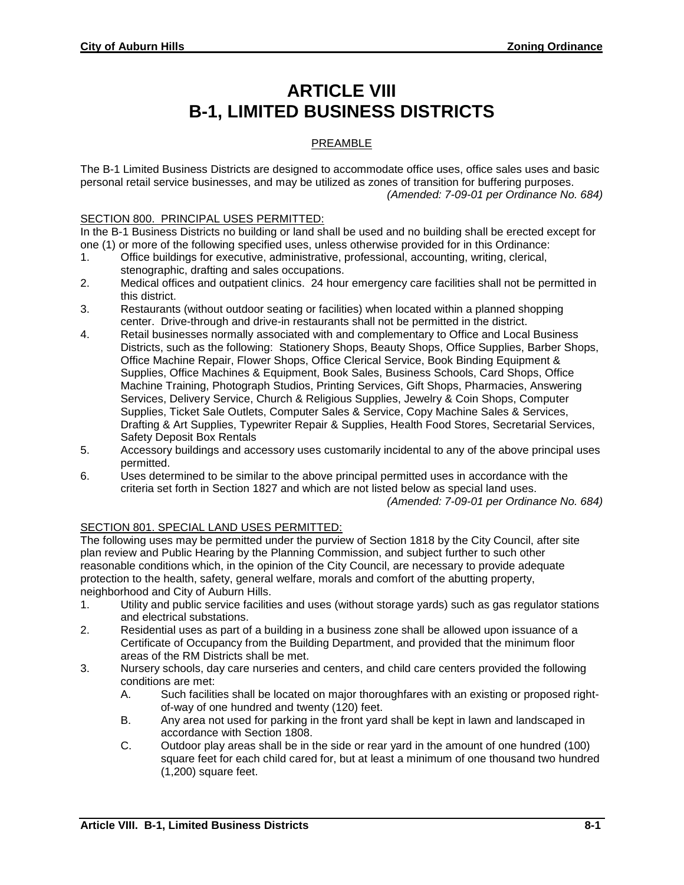# ARTICLE VIII
# B-1, LIMITED BUSINESS DISTRICTS

## PREAMBLE

The B-1 Limited Business Districts are designed to accommodate office uses, office sales uses and basic personal retail service businesses, and may be utilized as zones of transition for buffering purposes.

*(Amended: 7-09-01 per Ordinance No. 684)*

### SECTION 800. PRINCIPAL USES PERMITTED:

In the B-1 Business Districts no building or land shall be used and no building shall be erected except for one (1) or more of the following specified uses, unless otherwise provided for in this Ordinance:

1. Office buildings for executive, administrative, professional, accounting, writing, clerical, stenographic, drafting and sales occupations.
2. Medical offices and outpatient clinics. 24 hour emergency care facilities shall not be permitted in this district.
3. Restaurants (without outdoor seating or facilities) when located within a planned shopping center. Drive-through and drive-in restaurants shall not be permitted in the district.
4. Retail businesses normally associated with and complementary to Office and Local Business Districts, such as the following: Stationery Shops, Beauty Shops, Office Supplies, Barber Shops, Office Machine Repair, Flower Shops, Office Clerical Service, Book Binding Equipment & Supplies, Office Machines & Equipment, Book Sales, Business Schools, Card Shops, Office Machine Training, Photograph Studios, Printing Services, Gift Shops, Pharmacies, Answering Services, Delivery Service, Church & Religious Supplies, Jewelry & Coin Shops, Computer Supplies, Ticket Sale Outlets, Computer Sales & Service, Copy Machine Sales & Services, Drafting & Art Supplies, Typewriter Repair & Supplies, Health Food Stores, Secretarial Services, Safety Deposit Box Rentals
5. Accessory buildings and accessory uses customarily incidental to any of the above principal uses permitted.
6. Uses determined to be similar to the above principal permitted uses in accordance with the criteria set forth in Section 1827 and which are not listed below as special land uses.

*(Amended: 7-09-01 per Ordinance No. 684)*

### SECTION 801. SPECIAL LAND USES PERMITTED:

The following uses may be permitted under the purview of Section 1818 by the City Council, after site plan review and Public Hearing by the Planning Commission, and subject further to such other reasonable conditions which, in the opinion of the City Council, are necessary to provide adequate protection to the health, safety, general welfare, morals and comfort of the abutting property, neighborhood and City of Auburn Hills.

1. Utility and public service facilities and uses (without storage yards) such as gas regulator stations and electrical substations.
2. Residential uses as part of a building in a business zone shall be allowed upon issuance of a Certificate of Occupancy from the Building Department, and provided that the minimum floor areas of the RM Districts shall be met.
3. Nursery schools, day care nurseries and centers, and child care centers provided the following conditions are met:
    - A. Such facilities shall be located on major thoroughfares with an existing or proposed right-of-way of one hundred and twenty (120) feet.
    - B. Any area not used for parking in the front yard shall be kept in lawn and landscaped in accordance with Section 1808.
    - C. Outdoor play areas shall be in the side or rear yard in the amount of one hundred (100) square feet for each child cared for, but at least a minimum of one thousand two hundred (1,200) square feet.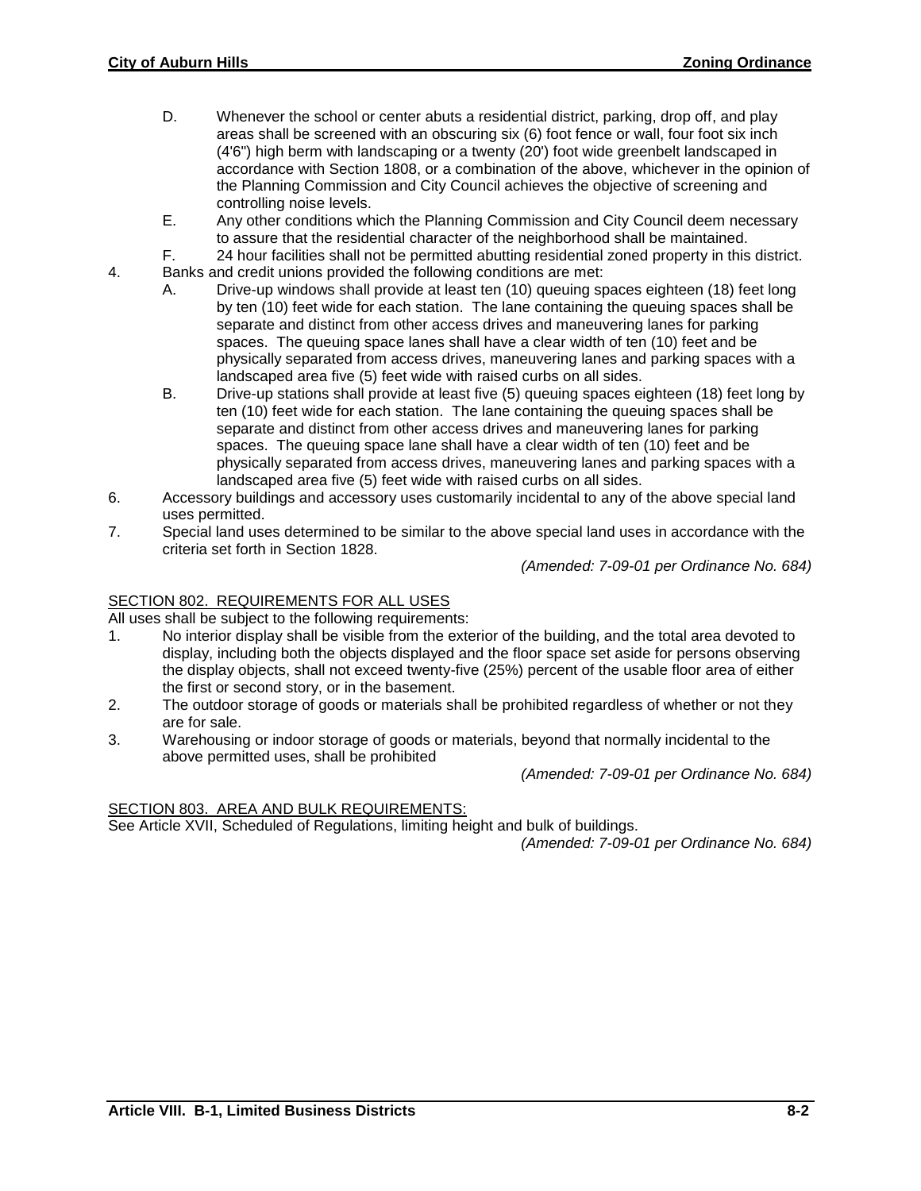D. Whenever the school or center abuts a residential district, parking, drop off, and play areas shall be screened with an obscuring six (6) foot fence or wall, four foot six inch (4'6") high berm with landscaping or a twenty (20') foot wide greenbelt landscaped in accordance with Section 1808, or a combination of the above, whichever in the opinion of the Planning Commission and City Council achieves the objective of screening and controlling noise levels.

E. Any other conditions which the Planning Commission and City Council deem necessary to assure that the residential character of the neighborhood shall be maintained.

F. 24 hour facilities shall not be permitted abutting residential zoned property in this district.

4. Banks and credit unions provided the following conditions are met:

   A. Drive-up windows shall provide at least ten (10) queuing spaces eighteen (18) feet long by ten (10) feet wide for each station. The lane containing the queuing spaces shall be separate and distinct from other access drives and maneuvering lanes for parking spaces. The queuing space lanes shall have a clear width of ten (10) feet and be physically separated from access drives, maneuvering lanes and parking spaces with a landscaped area five (5) feet wide with raised curbs on all sides.

   B. Drive-up stations shall provide at least five (5) queuing spaces eighteen (18) feet long by ten (10) feet wide for each station. The lane containing the queuing spaces shall be separate and distinct from other access drives and maneuvering lanes for parking spaces. The queuing space lane shall have a clear width of ten (10) feet and be physically separated from access drives, maneuvering lanes and parking spaces with a landscaped area five (5) feet wide with raised curbs on all sides.

6. Accessory buildings and accessory uses customarily incidental to any of the above special land uses permitted.

7. Special land uses determined to be similar to the above special land uses in accordance with the criteria set forth in Section 1828.

*(Amended: 7-09-01 per Ordinance No. 684)*

SECTION 802. REQUIREMENTS FOR ALL USES

All uses shall be subject to the following requirements:

1. No interior display shall be visible from the exterior of the building, and the total area devoted to display, including both the objects displayed and the floor space set aside for persons observing the display objects, shall not exceed twenty-five (25%) percent of the usable floor area of either the first or second story, or in the basement.
2. The outdoor storage of goods or materials shall be prohibited regardless of whether or not they are for sale.
3. Warehousing or indoor storage of goods or materials, beyond that normally incidental to the above permitted uses, shall be prohibited

*(Amended: 7-09-01 per Ordinance No. 684)*

SECTION 803. AREA AND BULK REQUIREMENTS:

See Article XVII, Scheduled of Regulations, limiting height and bulk of buildings.

*(Amended: 7-09-01 per Ordinance No. 684)*